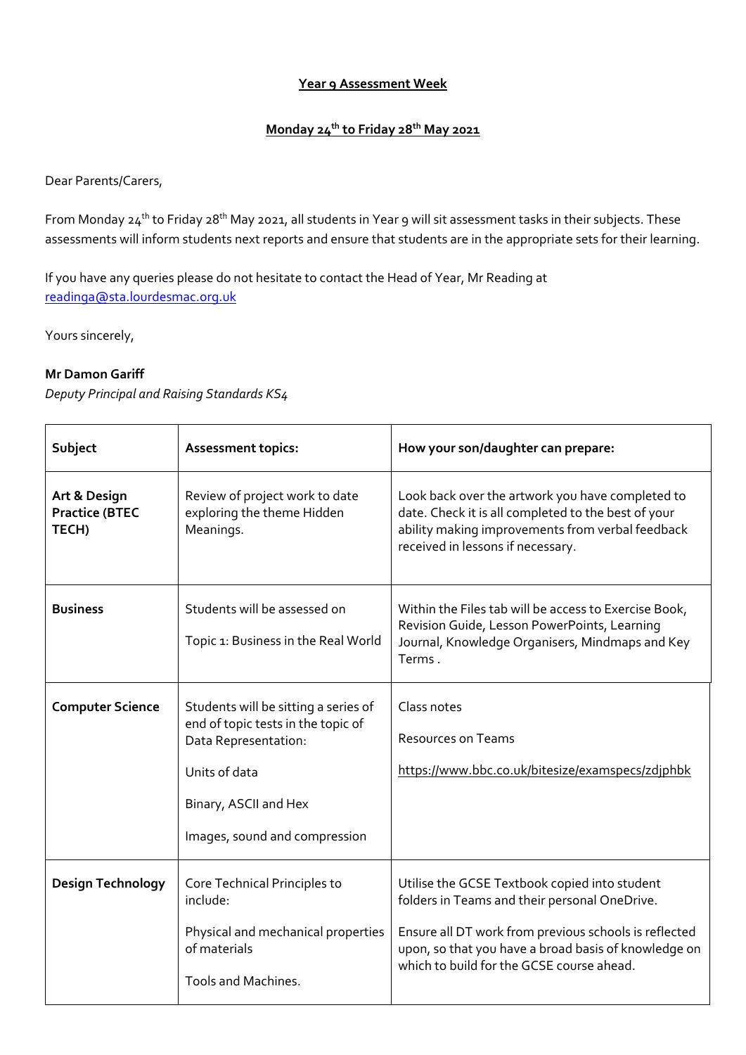**Year 9 Assessment Week**

**Monday 24th to Friday 28th May 2021**

Dear Parents/Carers,

From Monday 24th to Friday 28th May 2021, all students in Year 9 will sit assessment tasks in their subjects. These assessments will inform students next reports and ensure that students are in the appropriate sets for their learning.

If you have any queries please do not hesitate to contact the Head of Year, Mr Reading at readinga@sta.lourdesmac.org.uk

Yours sincerely,

**Mr Damon Gariff**
*Deputy Principal and Raising Standards KS4*

| Subject | Assessment topics: | How your son/daughter can prepare: |
|---|---|---|
| **Art & Design Practice (BTEC TECH)** | Review of project work to date exploring the theme Hidden Meanings. | Look back over the artwork you have completed to date. Check it is all completed to the best of your ability making improvements from verbal feedback received in lessons if necessary. |
| **Business** | Students will be assessed on<br><br>Topic 1: Business in the Real World | Within the Files tab will be access to Exercise Book, Revision Guide, Lesson PowerPoints, Learning Journal, Knowledge Organisers, Mindmaps and Key Terms . |
| **Computer Science** | Students will be sitting a series of end of topic tests in the topic of Data Representation:<br><br>Units of data<br><br>Binary, ASCII and Hex<br><br>Images, sound and compression | Class notes<br><br>Resources on Teams<br><br>https://www.bbc.co.uk/bitesize/examspecs/zdjphbk |
| **Design Technology** | Core Technical Principles to include:<br><br>Physical and mechanical properties of materials<br><br>Tools and Machines. | Utilise the GCSE Textbook copied into student folders in Teams and their personal OneDrive.<br><br>Ensure all DT work from previous schools is reflected upon, so that you have a broad basis of knowledge on which to build for the GCSE course ahead. |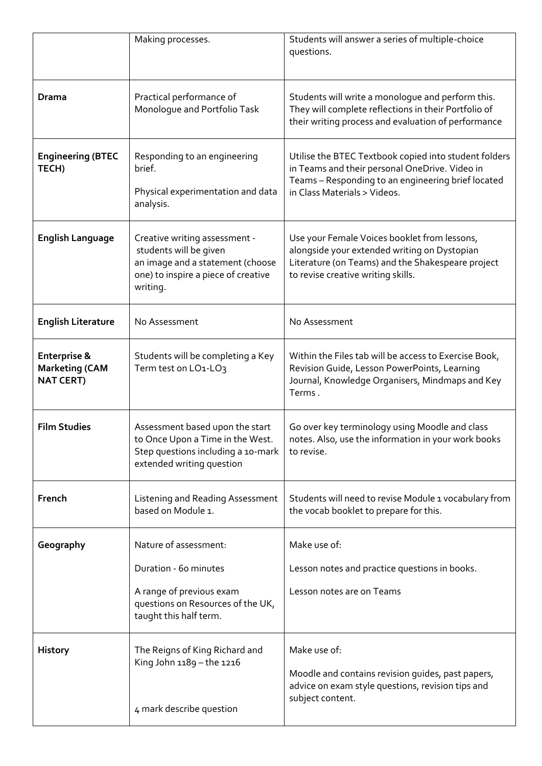| | | |
|---|---|---|
| | Making processes. | Students will answer a series of multiple-choice questions. |
| **Drama** | Practical performance of Monologue and Portfolio Task | Students will write a monologue and perform this. They will complete reflections in their Portfolio of their writing process and evaluation of performance |
| **Engineering (BTEC TECH)** | Responding to an engineering brief.<br><br>Physical experimentation and data analysis. | Utilise the BTEC Textbook copied into student folders in Teams and their personal OneDrive. Video in Teams – Responding to an engineering brief located in Class Materials > Videos. |
| **English Language** | Creative writing assessment - students will be given an image and a statement (choose one) to inspire a piece of creative writing. | Use your Female Voices booklet from lessons, alongside your extended writing on Dystopian Literature (on Teams) and the Shakespeare project to revise creative writing skills. |
| **English Literature** | No Assessment | No Assessment |
| **Enterprise & Marketing (CAM NAT CERT)** | Students will be completing a Key Term test on LO1-LO3 | Within the Files tab will be access to Exercise Book, Revision Guide, Lesson PowerPoints, Learning Journal, Knowledge Organisers, Mindmaps and Key Terms . |
| **Film Studies** | Assessment based upon the start to Once Upon a Time in the West. Step questions including a 10-mark extended writing question | Go over key terminology using Moodle and class notes. Also, use the information in your work books to revise. |
| **French** | Listening and Reading Assessment based on Module 1. | Students will need to revise Module 1 vocabulary from the vocab booklet to prepare for this. |
| **Geography** | Nature of assessment:<br><br>Duration - 60 minutes<br><br>A range of previous exam questions on Resources of the UK, taught this half term. | Make use of:<br><br>Lesson notes and practice questions in books.<br><br>Lesson notes are on Teams |
| **History** | The Reigns of King Richard and King John 1189 – the 1216<br><br>4 mark describe question | Make use of:<br><br>Moodle and contains revision guides, past papers, advice on exam style questions, revision tips and subject content. |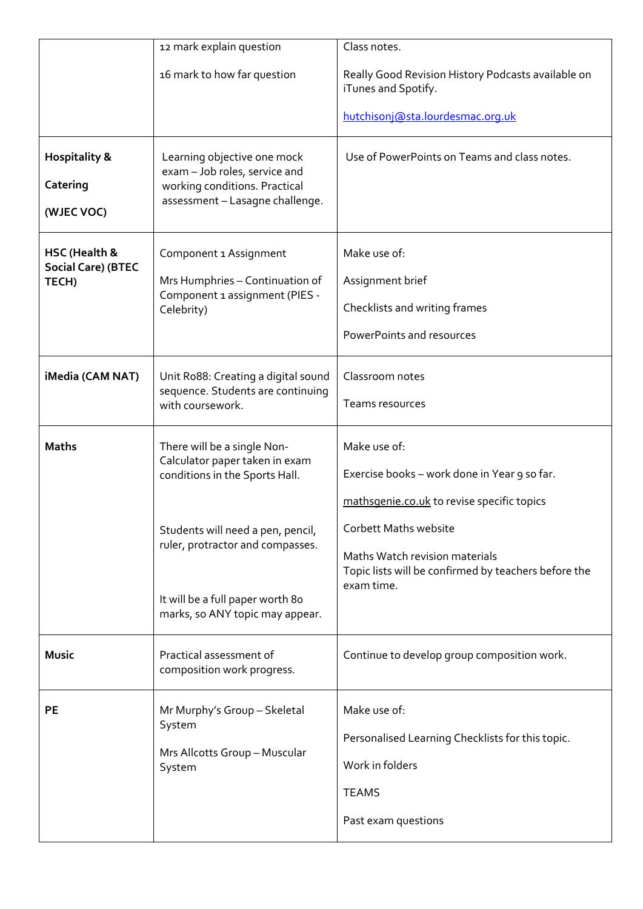|  |  |  |
|---|---|---|
|  | 12 mark explain question<br><br>16 mark to how far question | Class notes.<br><br>Really Good Revision History Podcasts available on iTunes and Spotify.<br><br>hutchisonj@sta.lourdesmac.org.uk |
| **Hospitality & Catering (WJEC VOC)** | Learning objective one mock exam – Job roles, service and working conditions. Practical assessment – Lasagne challenge. | Use of PowerPoints on Teams and class notes. |
| **HSC (Health & Social Care) (BTEC TECH)** | Component 1 Assignment<br><br>Mrs Humphries – Continuation of Component 1 assignment (PIES - Celebrity) | Make use of:<br><br>Assignment brief<br><br>Checklists and writing frames<br><br>PowerPoints and resources |
| **iMedia (CAM NAT)** | Unit R088: Creating a digital sound sequence. Students are continuing with coursework. | Classroom notes<br><br>Teams resources |
| **Maths** | There will be a single Non-Calculator paper taken in exam conditions in the Sports Hall.<br><br>Students will need a pen, pencil, ruler, protractor and compasses.<br><br>It will be a full paper worth 80 marks, so ANY topic may appear. | Make use of:<br><br>Exercise books – work done in Year 9 so far.<br><br>mathsgenie.co.uk to revise specific topics<br><br>Corbett Maths website<br><br>Maths Watch revision materials<br>Topic lists will be confirmed by teachers before the exam time. |
| **Music** | Practical assessment of composition work progress. | Continue to develop group composition work. |
| **PE** | Mr Murphy's Group – Skeletal System<br><br>Mrs Allcotts Group – Muscular System | Make use of:<br><br>Personalised Learning Checklists for this topic.<br><br>Work in folders<br><br>TEAMS<br><br>Past exam questions |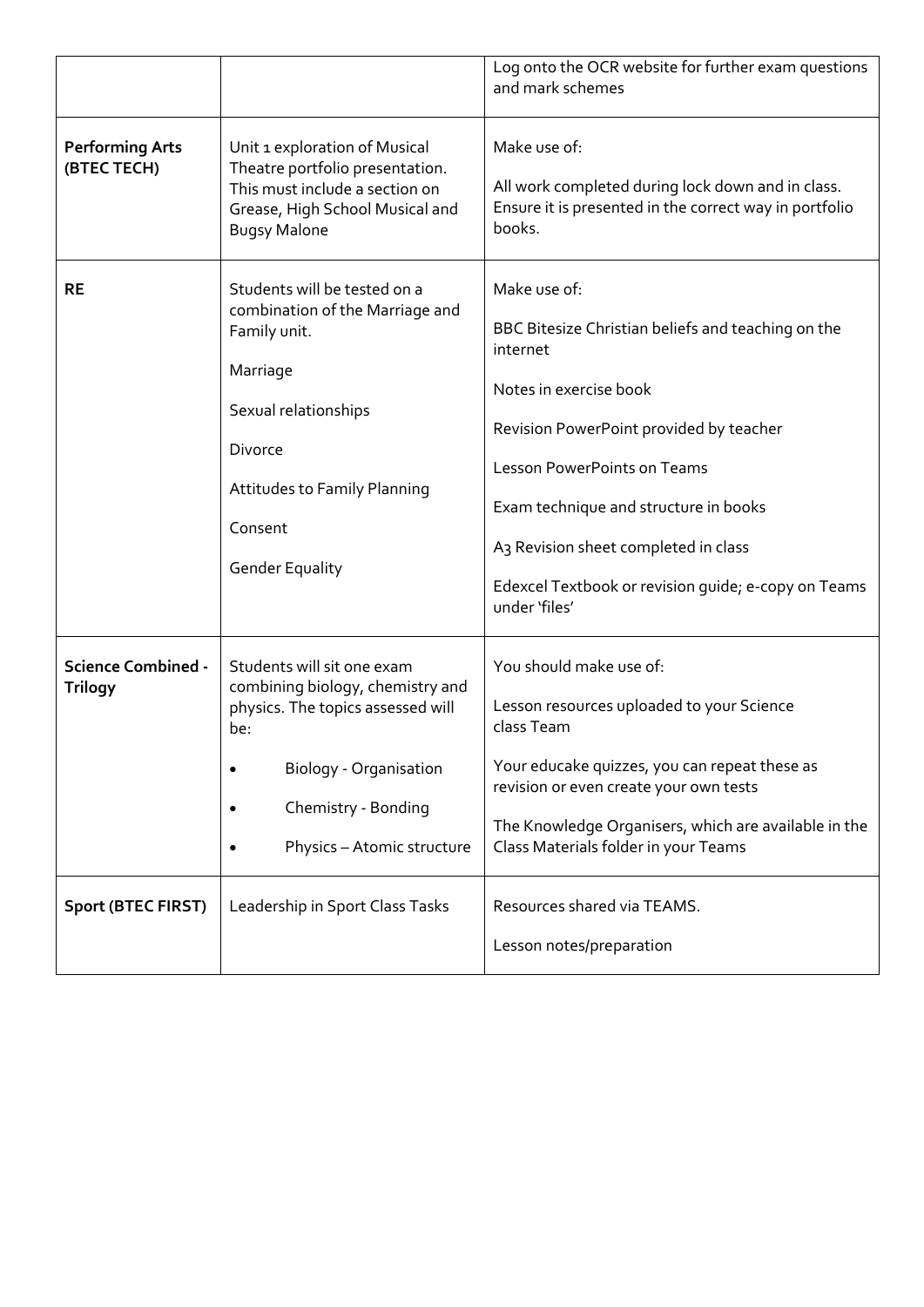| | | |
|---|---|---|
| | | Log onto the OCR website for further exam questions and mark schemes |
| **Performing Arts (BTEC TECH)** | Unit 1 exploration of Musical Theatre portfolio presentation. This must include a section on Grease, High School Musical and Bugsy Malone | Make use of:<br><br>All work completed during lock down and in class. Ensure it is presented in the correct way in portfolio books. |
| **RE** | Students will be tested on a combination of the Marriage and Family unit.<br><br>Marriage<br><br>Sexual relationships<br><br>Divorce<br><br>Attitudes to Family Planning<br><br>Consent<br><br>Gender Equality | Make use of:<br><br>BBC Bitesize Christian beliefs and teaching on the internet<br><br>Notes in exercise book<br><br>Revision PowerPoint provided by teacher<br><br>Lesson PowerPoints on Teams<br><br>Exam technique and structure in books<br><br>A3 Revision sheet completed in class<br><br>Edexcel Textbook or revision guide; e-copy on Teams under 'files' |
| **Science Combined - Trilogy** | Students will sit one exam combining biology, chemistry and physics. The topics assessed will be:<br><br>• Biology - Organisation<br><br>• Chemistry - Bonding<br><br>• Physics – Atomic structure | You should make use of:<br><br>Lesson resources uploaded to your Science class Team<br><br>Your educake quizzes, you can repeat these as revision or even create your own tests<br><br>The Knowledge Organisers, which are available in the Class Materials folder in your Teams |
| **Sport (BTEC FIRST)** | Leadership in Sport Class Tasks | Resources shared via TEAMS.<br><br>Lesson notes/preparation |